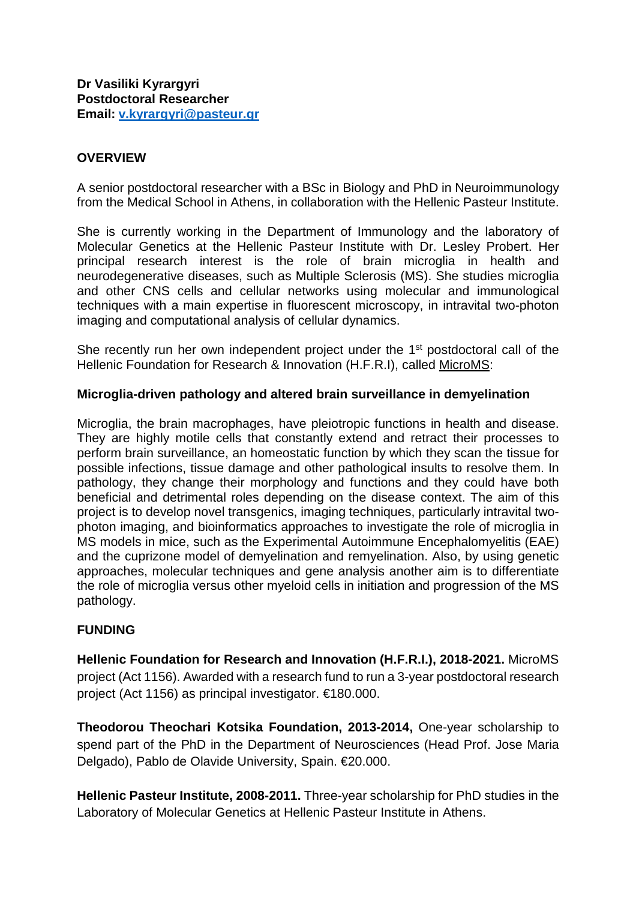**Dr Vasiliki Kyrargyri**
**Postdoctoral Researcher**
**Email: [v.kyrargyri@pasteur.gr](mailto:v.kyrargyri@pasteur.gr)**

## OVERVIEW

A senior postdoctoral researcher with a BSc in Biology and PhD in Neuroimmunology from the Medical School in Athens, in collaboration with the Hellenic Pasteur Institute.

She is currently working in the Department of Immunology and the laboratory of Molecular Genetics at the Hellenic Pasteur Institute with Dr. Lesley Probert. Her principal research interest is the role of brain microglia in health and neurodegenerative diseases, such as Multiple Sclerosis (MS). She studies microglia and other CNS cells and cellular networks using molecular and immunological techniques with a main expertise in fluorescent microscopy, in intravital two-photon imaging and computational analysis of cellular dynamics.

She recently run her own independent project under the 1st postdoctoral call of the Hellenic Foundation for Research & Innovation (H.F.R.I), called MicroMS:

### Microglia-driven pathology and altered brain surveillance in demyelination

Microglia, the brain macrophages, have pleiotropic functions in health and disease. They are highly motile cells that constantly extend and retract their processes to perform brain surveillance, an homeostatic function by which they scan the tissue for possible infections, tissue damage and other pathological insults to resolve them. In pathology, they change their morphology and functions and they could have both beneficial and detrimental roles depending on the disease context. The aim of this project is to develop novel transgenics, imaging techniques, particularly intravital two-photon imaging, and bioinformatics approaches to investigate the role of microglia in MS models in mice, such as the Experimental Autoimmune Encephalomyelitis (EAE) and the cuprizone model of demyelination and remyelination. Also, by using genetic approaches, molecular techniques and gene analysis another aim is to differentiate the role of microglia versus other myeloid cells in initiation and progression of the MS pathology.

## FUNDING

**Hellenic Foundation for Research and Innovation (H.F.R.I.), 2018-2021.** MicroMS project (Act 1156). Awarded with a research fund to run a 3-year postdoctoral research project (Act 1156) as principal investigator. €180.000.

**Theodorou Theochari Kotsika Foundation, 2013-2014,** One-year scholarship to spend part of the PhD in the Department of Neurosciences (Head Prof. Jose Maria Delgado), Pablo de Olavide University, Spain. €20.000.

**Hellenic Pasteur Institute, 2008-2011.** Three-year scholarship for PhD studies in the Laboratory of Molecular Genetics at Hellenic Pasteur Institute in Athens.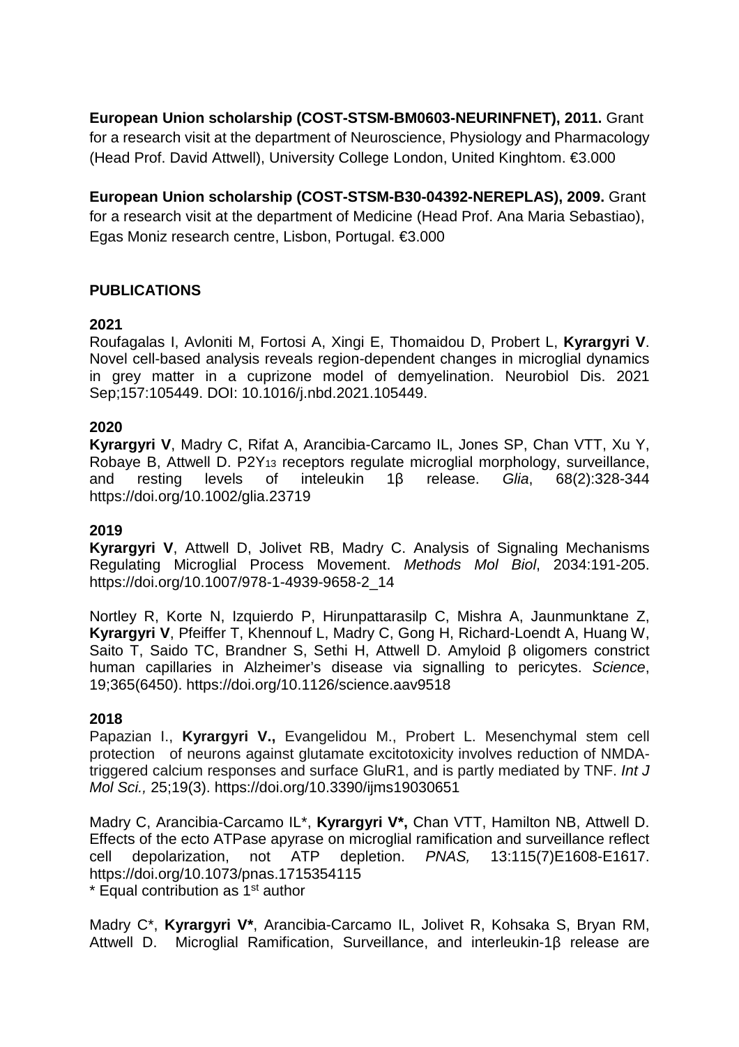**European Union scholarship (COST-STSM-BM0603-NEURINFNET), 2011.** Grant for a research visit at the department of Neuroscience, Physiology and Pharmacology (Head Prof. David Attwell), University College London, United Kinghtom. €3.000

**European Union scholarship (COST-STSM-B30-04392-NEREPLAS), 2009.** Grant for a research visit at the department of Medicine (Head Prof. Ana Maria Sebastiao), Egas Moniz research centre, Lisbon, Portugal. €3.000

## PUBLICATIONS

### 2021

Roufagalas I, Avloniti M, Fortosi A, Xingi E, Thomaidou D, Probert L, **Kyrargyri V**. Novel cell-based analysis reveals region-dependent changes in microglial dynamics in grey matter in a cuprizone model of demyelination. Neurobiol Dis. 2021 Sep;157:105449. DOI: 10.1016/j.nbd.2021.105449.

### 2020

**Kyrargyri V**, Madry C, Rifat A, Arancibia-Carcamo IL, Jones SP, Chan VTT, Xu Y, Robaye B, Attwell D. $P2Y_{13}$ receptors regulate microglial morphology, surveillance, and resting levels of inteleukin 1β release. *Glia*, 68(2):328-344 https://doi.org/10.1002/glia.23719

### 2019

**Kyrargyri V**, Attwell D, Jolivet RB, Madry C. Analysis of Signaling Mechanisms Regulating Microglial Process Movement. *Methods Mol Biol*, 2034:191-205. https://doi.org/10.1007/978-1-4939-9658-2_14

Nortley R, Korte N, Izquierdo P, Hirunpattarasilp C, Mishra A, Jaunmunktane Z, **Kyrargyri V**, Pfeiffer T, Khennouf L, Madry C, Gong H, Richard-Loendt A, Huang W, Saito T, Saido TC, Brandner S, Sethi H, Attwell D. Amyloid β oligomers constrict human capillaries in Alzheimer's disease via signalling to pericytes. *Science*, 19;365(6450). https://doi.org/10.1126/science.aav9518

### 2018

Papazian I., **Kyrargyri V.,** Evangelidou M., Probert L. Mesenchymal stem cell protection of neurons against glutamate excitotoxicity involves reduction of NMDA-triggered calcium responses and surface GluR1, and is partly mediated by TNF. *Int J Mol Sci.,* 25;19(3). https://doi.org/10.3390/ijms19030651

Madry C, Arancibia-Carcamo IL*, **Kyrargyri V*,** Chan VTT, Hamilton NB, Attwell D. Effects of the ecto ATPase apyrase on microglial ramification and surveillance reflect cell depolarization, not ATP depletion. *PNAS,* 13:115(7)E1608-E1617. https://doi.org/10.1073/pnas.1715354115
* Equal contribution as 1st author

Madry C*, **Kyrargyri V***, Arancibia-Carcamo IL, Jolivet R, Kohsaka S, Bryan RM, Attwell D. Microglial Ramification, Surveillance, and interleukin-1β release are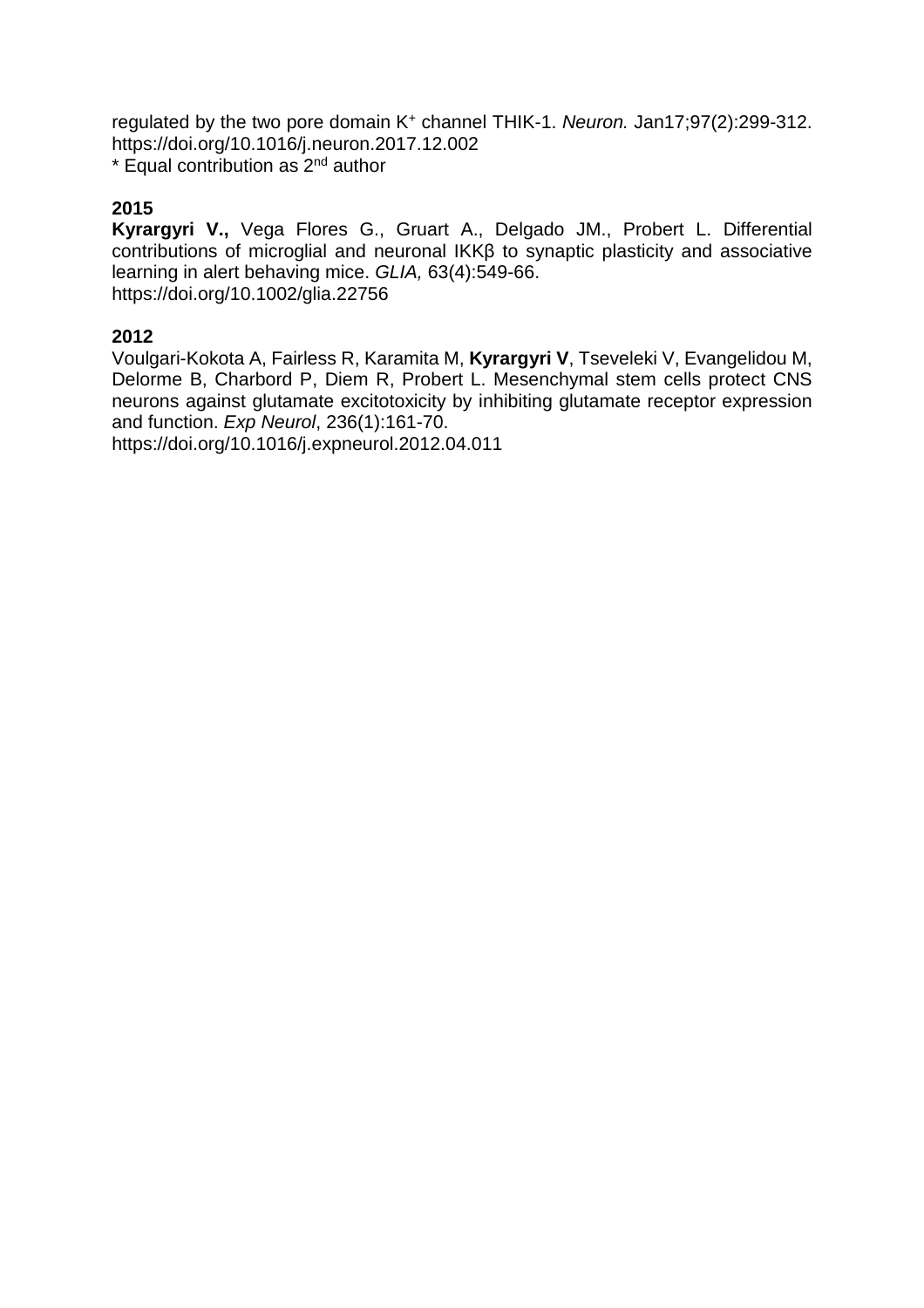regulated by the two pore domain $K^+$ channel THIK-1. *Neuron.* Jan17;97(2):299-312. https://doi.org/10.1016/j.neuron.2017.12.002
* Equal contribution as 2nd author

**2015**

**Kyrargyri V.,** Vega Flores G., Gruart A., Delgado JM., Probert L. Differential contributions of microglial and neuronal IKKβ to synaptic plasticity and associative learning in alert behaving mice. *GLIA,* 63(4):549-66.
https://doi.org/10.1002/glia.22756

**2012**

Voulgari-Kokota A, Fairless R, Karamita M, **Kyrargyri V**, Tseveleki V, Evangelidou M, Delorme B, Charbord P, Diem R, Probert L. Mesenchymal stem cells protect CNS neurons against glutamate excitotoxicity by inhibiting glutamate receptor expression and function. *Exp Neurol*, 236(1):161-70.
https://doi.org/10.1016/j.expneurol.2012.04.011